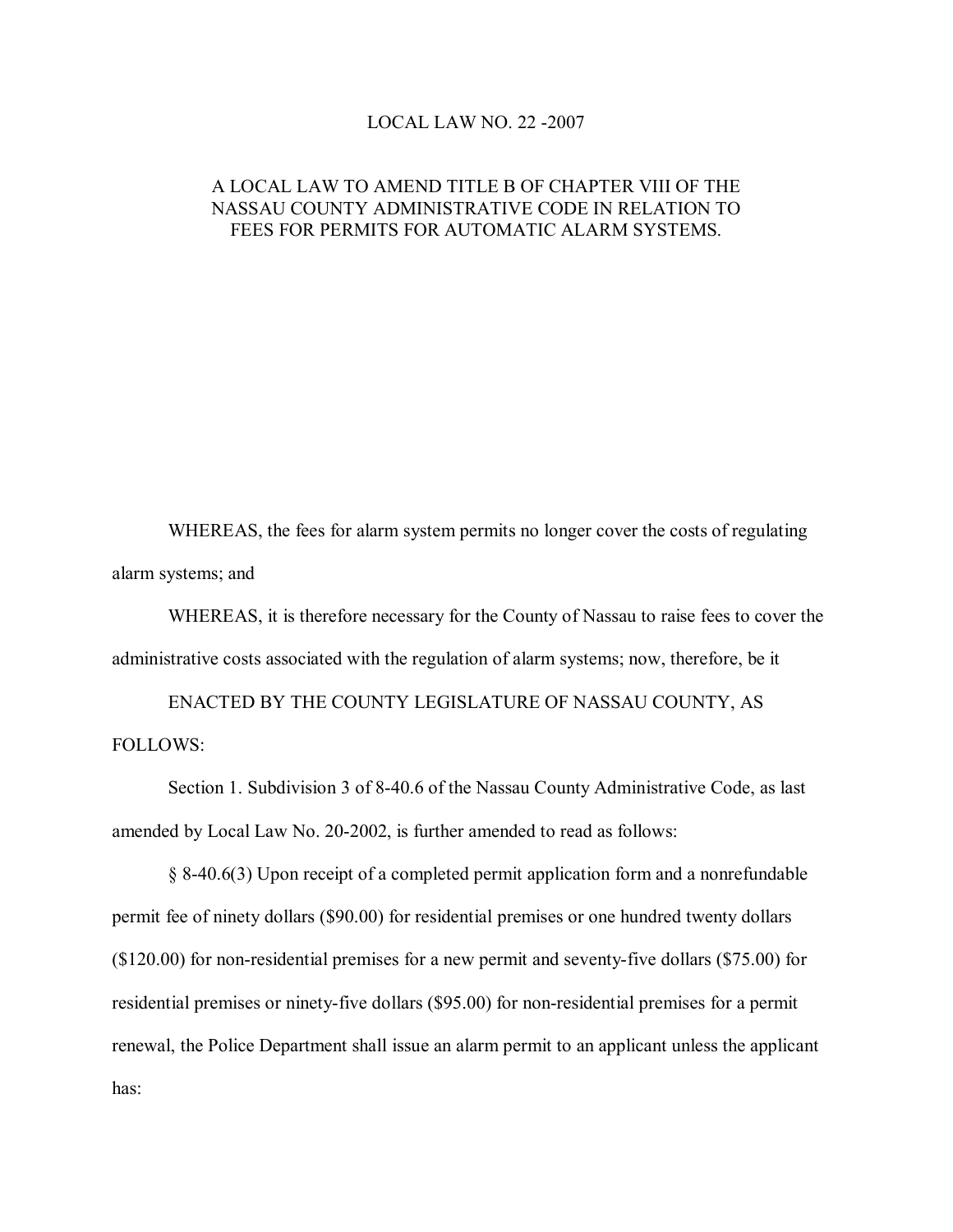# LOCAL LAW NO. 22 -2007

## A LOCAL LAW TO AMEND TITLE B OF CHAPTER VIII OF THE NASSAU COUNTY ADMINISTRATIVE CODE IN RELATION TO FEES FOR PERMITS FOR AUTOMATIC ALARM SYSTEMS.

WHEREAS, the fees for alarm system permits no longer cover the costs of regulating alarm systems; and

WHEREAS, it is therefore necessary for the County of Nassau to raise fees to cover the administrative costs associated with the regulation of alarm systems; now, therefore, be it

ENACTED BY THE COUNTY LEGISLATURE OF NASSAU COUNTY, AS FOLLOWS:

Section 1. Subdivision 3 of 8-40.6 of the Nassau County Administrative Code, as last amended by Local Law No. 20-2002, is further amended to read as follows:

§ 8-40.6(3) Upon receipt of a completed permit application form and a nonrefundable permit fee of ninety dollars ($90.00) for residential premises or one hundred twenty dollars ($120.00) for non-residential premises for a new permit and seventy-five dollars ($75.00) for residential premises or ninety-five dollars ($95.00) for non-residential premises for a permit renewal, the Police Department shall issue an alarm permit to an applicant unless the applicant has: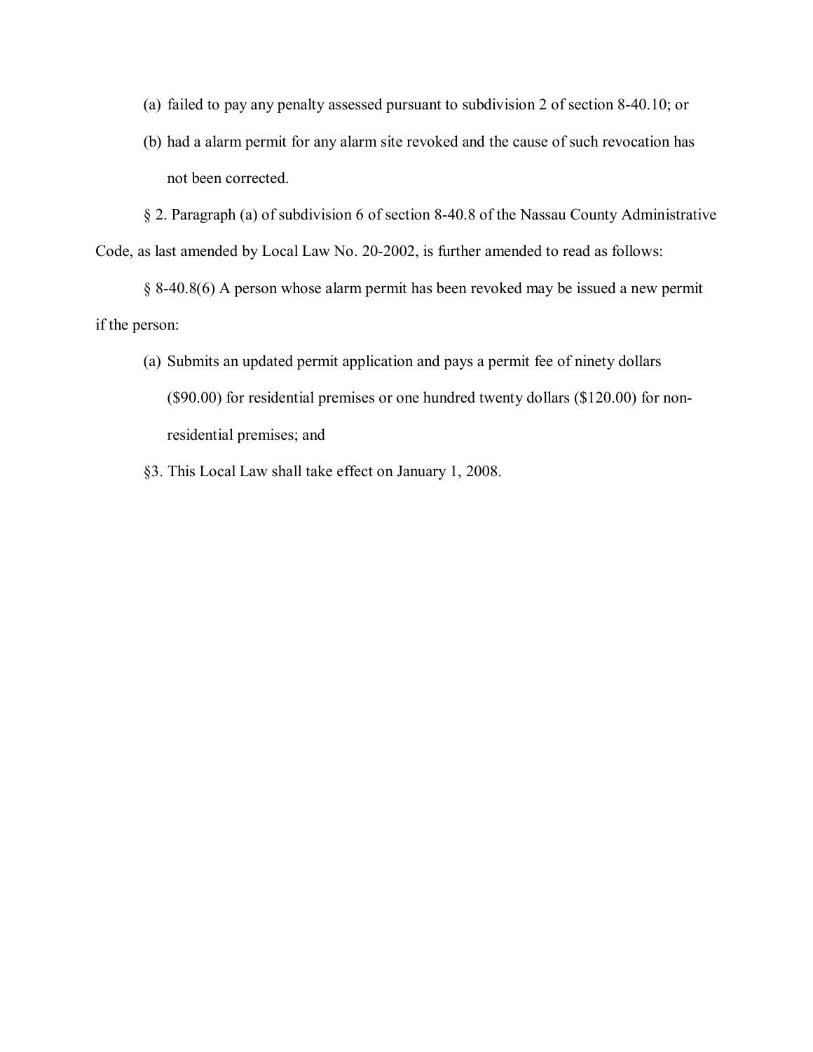(a) failed to pay any penalty assessed pursuant to subdivision 2 of section 8-40.10; or

(b) had a alarm permit for any alarm site revoked and the cause of such revocation has not been corrected.

§ 2. Paragraph (a) of subdivision 6 of section 8-40.8 of the Nassau County Administrative Code, as last amended by Local Law No. 20-2002, is further amended to read as follows:

§ 8-40.8(6) A person whose alarm permit has been revoked may be issued a new permit if the person:

(a) Submits an updated permit application and pays a permit fee of ninety dollars ($90.00) for residential premises or one hundred twenty dollars ($120.00) for non-residential premises; and

§3. This Local Law shall take effect on January 1, 2008.